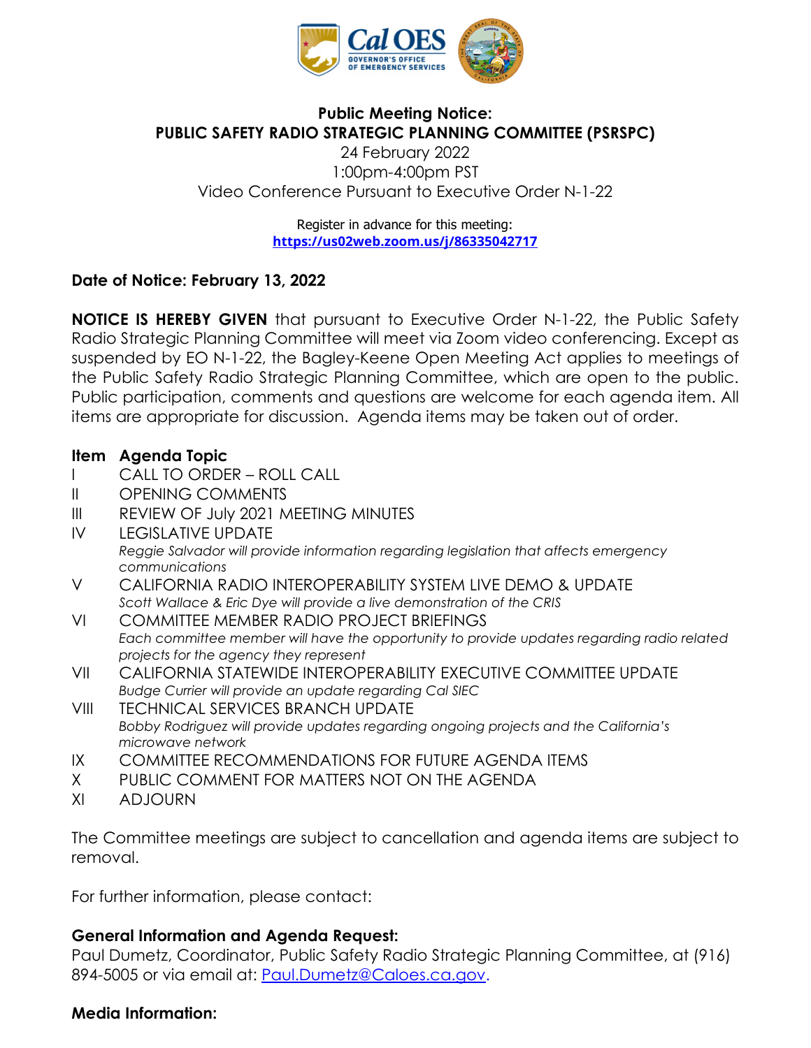**Public Meeting Notice:**
**PUBLIC SAFETY RADIO STRATEGIC PLANNING COMMITTEE (PSRSPC)**

24 February 2022
1:00pm-4:00pm PST
Video Conference Pursuant to Executive Order N-1-22

Register in advance for this meeting:
**https://us02web.zoom.us/j/86335042717**

**Date of Notice: February 13, 2022**

**NOTICE IS HEREBY GIVEN** that pursuant to Executive Order N-1-22, the Public Safety Radio Strategic Planning Committee will meet via Zoom video conferencing. Except as suspended by EO N-1-22, the Bagley-Keene Open Meeting Act applies to meetings of the Public Safety Radio Strategic Planning Committee, which are open to the public. Public participation, comments and questions are welcome for each agenda item. All items are appropriate for discussion. Agenda items may be taken out of order.

| Item | Agenda Topic |
|---|---|
| I | CALL TO ORDER – ROLL CALL |
| II | OPENING COMMENTS |
| III | REVIEW OF July 2021 MEETING MINUTES |
| IV | LEGISLATIVE UPDATE<br>*Reggie Salvador will provide information regarding legislation that affects emergency communications* |
| V | CALIFORNIA RADIO INTEROPERABILITY SYSTEM LIVE DEMO & UPDATE<br>*Scott Wallace & Eric Dye will provide a live demonstration of the CRIS* |
| VI | COMMITTEE MEMBER RADIO PROJECT BRIEFINGS<br>*Each committee member will have the opportunity to provide updates regarding radio related projects for the agency they represent* |
| VII | CALIFORNIA STATEWIDE INTEROPERABILITY EXECUTIVE COMMITTEE UPDATE<br>*Budge Currier will provide an update regarding Cal SIEC* |
| VIII | TECHNICAL SERVICES BRANCH UPDATE<br>*Bobby Rodriguez will provide updates regarding ongoing projects and the California's microwave network* |
| IX | COMMITTEE RECOMMENDATIONS FOR FUTURE AGENDA ITEMS |
| X | PUBLIC COMMENT FOR MATTERS NOT ON THE AGENDA |
| XI | ADJOURN |

The Committee meetings are subject to cancellation and agenda items are subject to removal.

For further information, please contact:

**General Information and Agenda Request:**
Paul Dumetz, Coordinator, Public Safety Radio Strategic Planning Committee, at (916) 894-5005 or via email at: Paul.Dumetz@Caloes.ca.gov.

**Media Information:**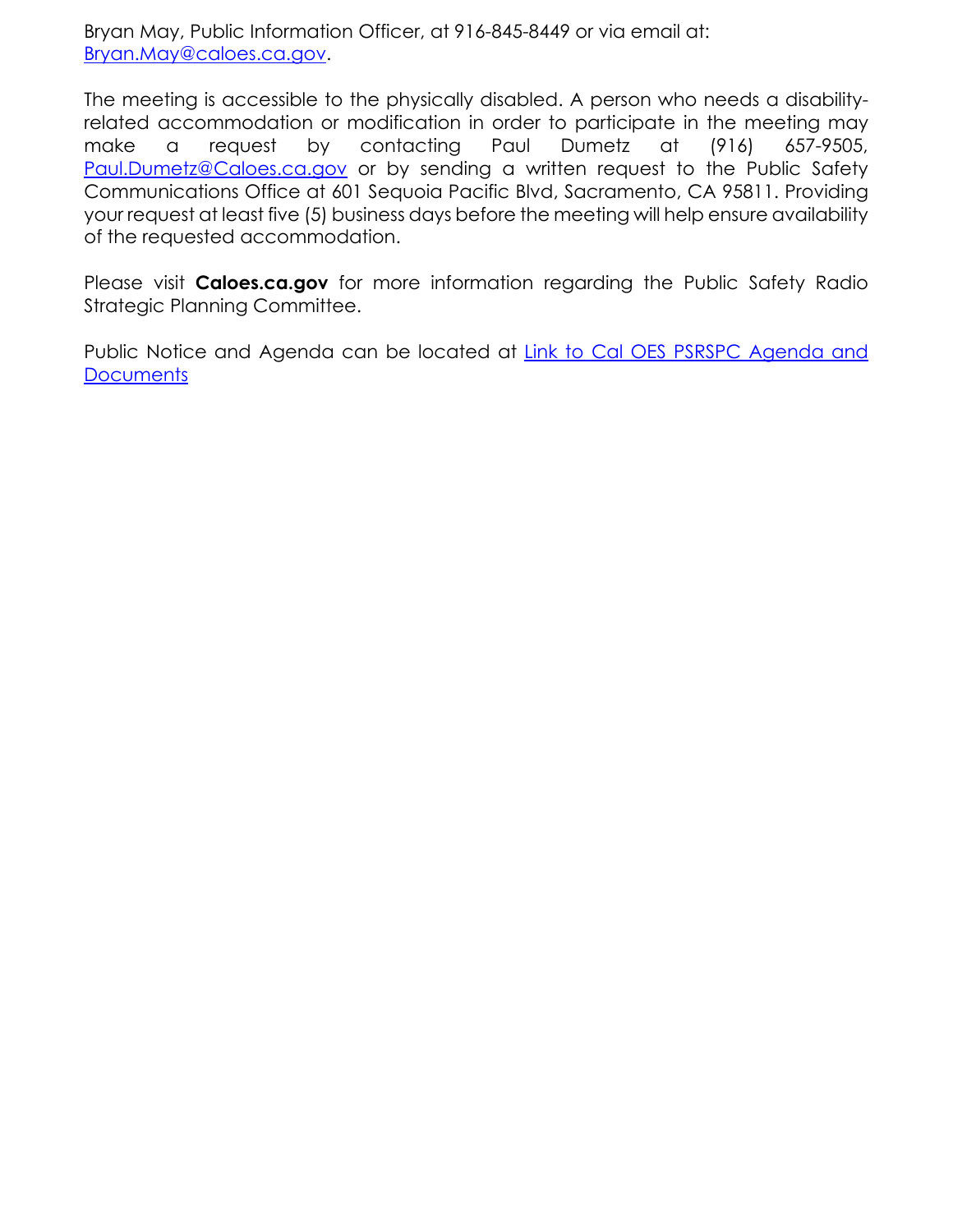Bryan May, Public Information Officer, at 916-845-8449 or via email at: [Bryan.May@caloes.ca.gov](mailto:Bryan.May@caloes.ca.gov).

The meeting is accessible to the physically disabled. A person who needs a disability-related accommodation or modification in order to participate in the meeting may make a request by contacting Paul Dumetz at (916) 657-9505, [Paul.Dumetz@Caloes.ca.gov](mailto:Paul.Dumetz@Caloes.ca.gov) or by sending a written request to the Public Safety Communications Office at 601 Sequoia Pacific Blvd, Sacramento, CA 95811. Providing your request at least five (5) business days before the meeting will help ensure availability of the requested accommodation.

Please visit **Caloes.ca.gov** for more information regarding the Public Safety Radio Strategic Planning Committee.

Public Notice and Agenda can be located at Link to Cal OES PSRSPC Agenda and Documents